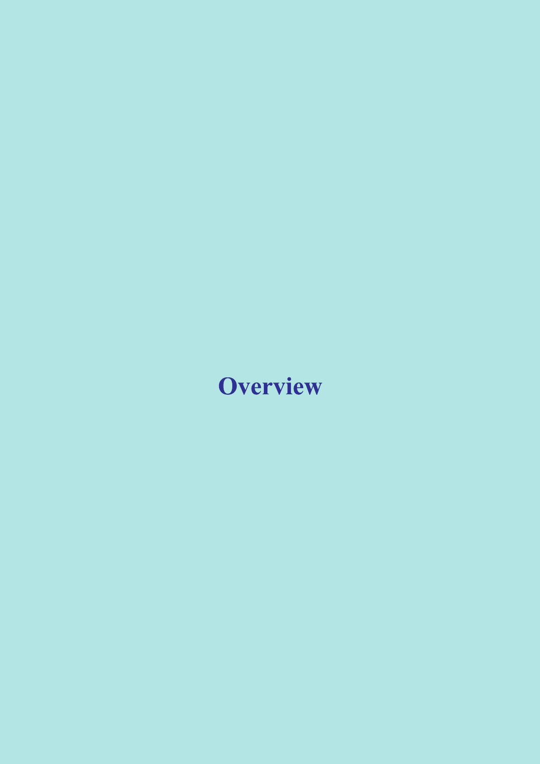# Overview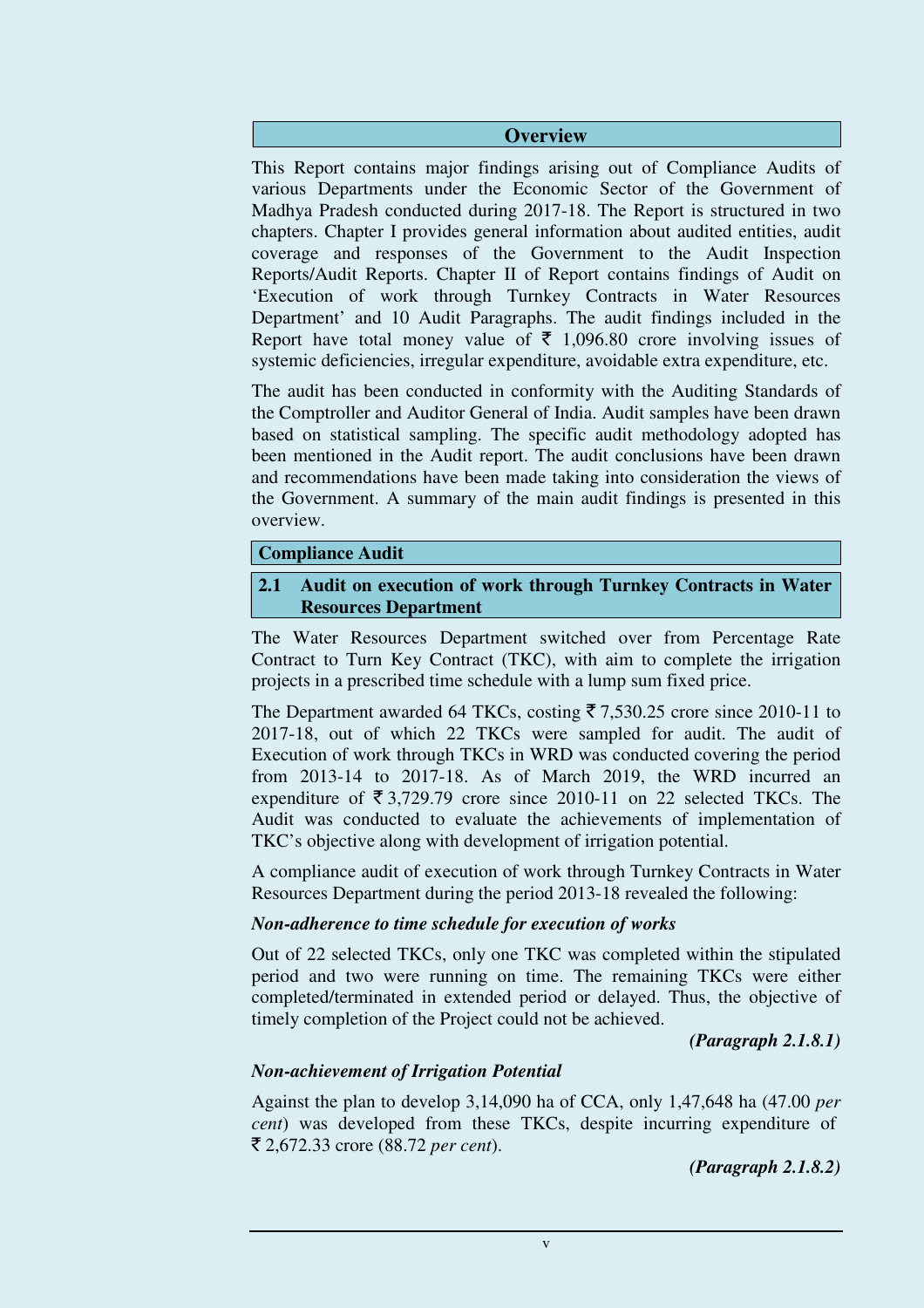## Overview

This Report contains major findings arising out of Compliance Audits of various Departments under the Economic Sector of the Government of Madhya Pradesh conducted during 2017-18. The Report is structured in two chapters. Chapter I provides general information about audited entities, audit coverage and responses of the Government to the Audit Inspection Reports/Audit Reports. Chapter II of Report contains findings of Audit on 'Execution of work through Turnkey Contracts in Water Resources Department' and 10 Audit Paragraphs. The audit findings included in the Report have total money value of ₹ 1,096.80 crore involving issues of systemic deficiencies, irregular expenditure, avoidable extra expenditure, etc.

The audit has been conducted in conformity with the Auditing Standards of the Comptroller and Auditor General of India. Audit samples have been drawn based on statistical sampling. The specific audit methodology adopted has been mentioned in the Audit report. The audit conclusions have been drawn and recommendations have been made taking into consideration the views of the Government. A summary of the main audit findings is presented in this overview.

## Compliance Audit

### 2.1 Audit on execution of work through Turnkey Contracts in Water Resources Department

The Water Resources Department switched over from Percentage Rate Contract to Turn Key Contract (TKC), with aim to complete the irrigation projects in a prescribed time schedule with a lump sum fixed price.

The Department awarded 64 TKCs, costing ₹ 7,530.25 crore since 2010-11 to 2017-18, out of which 22 TKCs were sampled for audit. The audit of Execution of work through TKCs in WRD was conducted covering the period from 2013-14 to 2017-18. As of March 2019, the WRD incurred an expenditure of ₹ 3,729.79 crore since 2010-11 on 22 selected TKCs. The Audit was conducted to evaluate the achievements of implementation of TKC's objective along with development of irrigation potential.

A compliance audit of execution of work through Turnkey Contracts in Water Resources Department during the period 2013-18 revealed the following:

***Non-adherence to time schedule for execution of works***

Out of 22 selected TKCs, only one TKC was completed within the stipulated period and two were running on time. The remaining TKCs were either completed/terminated in extended period or delayed. Thus, the objective of timely completion of the Project could not be achieved.

***(Paragraph 2.1.8.1)***

***Non-achievement of Irrigation Potential***

Against the plan to develop 3,14,090 ha of CCA, only 1,47,648 ha (47.00 *per cent*) was developed from these TKCs, despite incurring expenditure of ₹ 2,672.33 crore (88.72 *per cent*).

***(Paragraph 2.1.8.2)***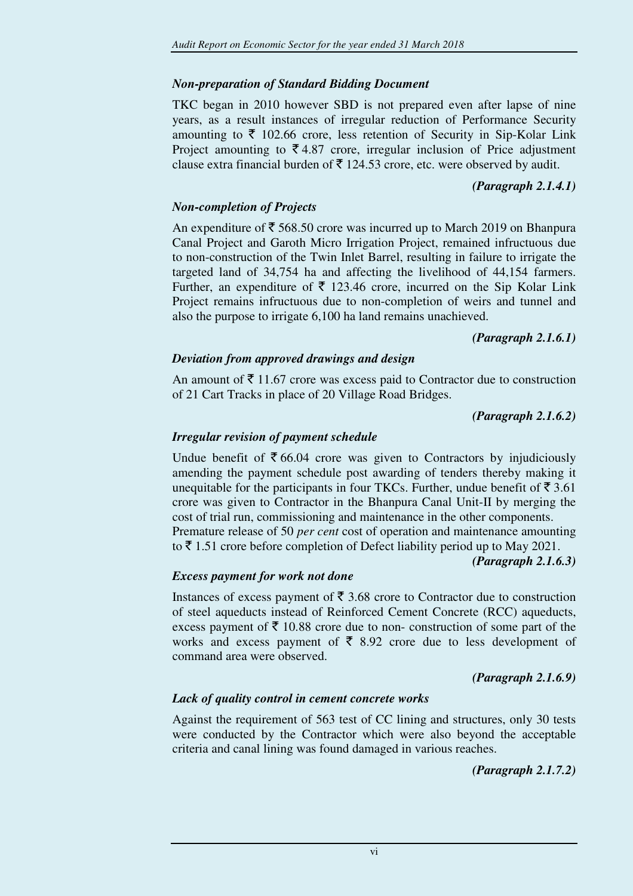### *Non-preparation of Standard Bidding Document*

TKC began in 2010 however SBD is not prepared even after lapse of nine years, as a result instances of irregular reduction of Performance Security amounting to ₹ 102.66 crore, less retention of Security in Sip-Kolar Link Project amounting to ₹ 4.87 crore, irregular inclusion of Price adjustment clause extra financial burden of ₹ 124.53 crore, etc. were observed by audit.

***(Paragraph 2.1.4.1)***

### *Non-completion of Projects*

An expenditure of ₹ 568.50 crore was incurred up to March 2019 on Bhanpura Canal Project and Garoth Micro Irrigation Project, remained infructuous due to non-construction of the Twin Inlet Barrel, resulting in failure to irrigate the targeted land of 34,754 ha and affecting the livelihood of 44,154 farmers. Further, an expenditure of ₹ 123.46 crore, incurred on the Sip Kolar Link Project remains infructuous due to non-completion of weirs and tunnel and also the purpose to irrigate 6,100 ha land remains unachieved.

***(Paragraph 2.1.6.1)***

### *Deviation from approved drawings and design*

An amount of ₹ 11.67 crore was excess paid to Contractor due to construction of 21 Cart Tracks in place of 20 Village Road Bridges.

***(Paragraph 2.1.6.2)***

### *Irregular revision of payment schedule*

Undue benefit of ₹ 66.04 crore was given to Contractors by injudiciously amending the payment schedule post awarding of tenders thereby making it unequitable for the participants in four TKCs. Further, undue benefit of ₹ 3.61 crore was given to Contractor in the Bhanpura Canal Unit-II by merging the cost of trial run, commissioning and maintenance in the other components.

Premature release of 50 *per cent* cost of operation and maintenance amounting to ₹ 1.51 crore before completion of Defect liability period up to May 2021.

***(Paragraph 2.1.6.3)***

### *Excess payment for work not done*

Instances of excess payment of ₹ 3.68 crore to Contractor due to construction of steel aqueducts instead of Reinforced Cement Concrete (RCC) aqueducts, excess payment of ₹ 10.88 crore due to non- construction of some part of the works and excess payment of ₹ 8.92 crore due to less development of command area were observed.

***(Paragraph 2.1.6.9)***

### *Lack of quality control in cement concrete works*

Against the requirement of 563 test of CC lining and structures, only 30 tests were conducted by the Contractor which were also beyond the acceptable criteria and canal lining was found damaged in various reaches.

***(Paragraph 2.1.7.2)***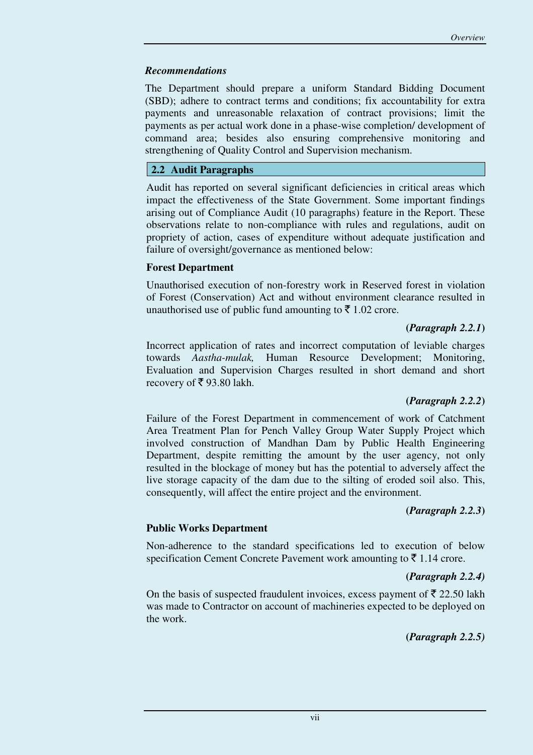### *Recommendations*

The Department should prepare a uniform Standard Bidding Document (SBD); adhere to contract terms and conditions; fix accountability for extra payments and unreasonable relaxation of contract provisions; limit the payments as per actual work done in a phase-wise completion/ development of command area; besides also ensuring comprehensive monitoring and strengthening of Quality Control and Supervision mechanism.

## 2.2 Audit Paragraphs

Audit has reported on several significant deficiencies in critical areas which impact the effectiveness of the State Government. Some important findings arising out of Compliance Audit (10 paragraphs) feature in the Report. These observations relate to non-compliance with rules and regulations, audit on propriety of action, cases of expenditure without adequate justification and failure of oversight/governance as mentioned below:

### Forest Department

Unauthorised execution of non-forestry work in Reserved forest in violation of Forest (Conservation) Act and without environment clearance resulted in unauthorised use of public fund amounting to ₹ 1.02 crore.

**(*Paragraph 2.2.1*)**

Incorrect application of rates and incorrect computation of leviable charges towards *Aastha-mulak,* Human Resource Development; Monitoring, Evaluation and Supervision Charges resulted in short demand and short recovery of ₹ 93.80 lakh.

**(*Paragraph 2.2.2*)**

Failure of the Forest Department in commencement of work of Catchment Area Treatment Plan for Pench Valley Group Water Supply Project which involved construction of Mandhan Dam by Public Health Engineering Department, despite remitting the amount by the user agency, not only resulted in the blockage of money but has the potential to adversely affect the live storage capacity of the dam due to the silting of eroded soil also. This, consequently, will affect the entire project and the environment.

**(*Paragraph 2.2.3*)**

### Public Works Department

Non-adherence to the standard specifications led to execution of below specification Cement Concrete Pavement work amounting to ₹ 1.14 crore.

**(*Paragraph 2.2.4)***

On the basis of suspected fraudulent invoices, excess payment of ₹ 22.50 lakh was made to Contractor on account of machineries expected to be deployed on the work.

**(*Paragraph 2.2.5)***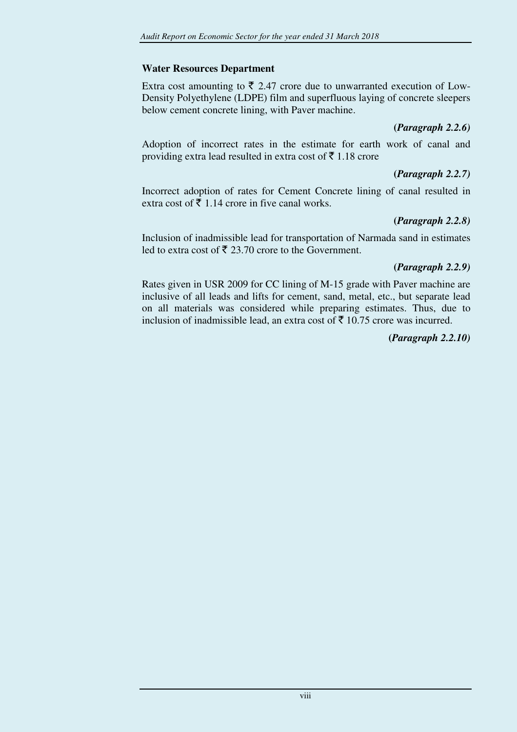**Water Resources Department**

Extra cost amounting to ₹ 2.47 crore due to unwarranted execution of Low-Density Polyethylene (LDPE) film and superfluous laying of concrete sleepers below cement concrete lining, with Paver machine.

**(*Paragraph 2.2.6)***

Adoption of incorrect rates in the estimate for earth work of canal and providing extra lead resulted in extra cost of ₹ 1.18 crore

**(*Paragraph 2.2.7)***

Incorrect adoption of rates for Cement Concrete lining of canal resulted in extra cost of ₹ 1.14 crore in five canal works.

**(*Paragraph 2.2.8)***

Inclusion of inadmissible lead for transportation of Narmada sand in estimates led to extra cost of ₹ 23.70 crore to the Government.

**(*Paragraph 2.2.9)***

Rates given in USR 2009 for CC lining of M-15 grade with Paver machine are inclusive of all leads and lifts for cement, sand, metal, etc., but separate lead on all materials was considered while preparing estimates. Thus, due to inclusion of inadmissible lead, an extra cost of ₹ 10.75 crore was incurred.

**(*Paragraph 2.2.10)***